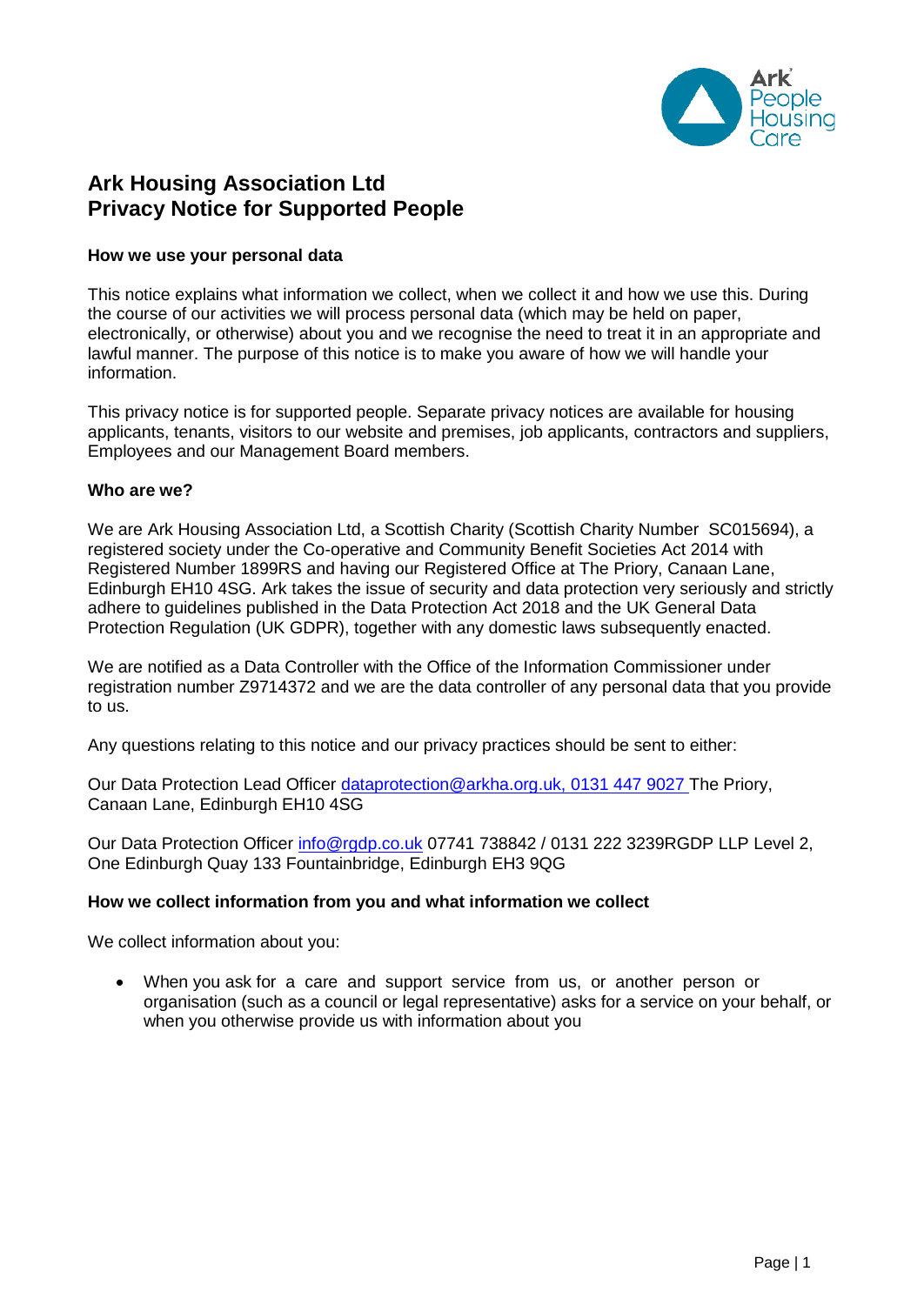# Ark Housing Association Ltd
# Privacy Notice for Supported People

**How we use your personal data**

This notice explains what information we collect, when we collect it and how we use this. During the course of our activities we will process personal data (which may be held on paper, electronically, or otherwise) about you and we recognise the need to treat it in an appropriate and lawful manner. The purpose of this notice is to make you aware of how we will handle your information.

This privacy notice is for supported people. Separate privacy notices are available for housing applicants, tenants, visitors to our website and premises, job applicants, contractors and suppliers, Employees and our Management Board members.

**Who are we?**

We are Ark Housing Association Ltd, a Scottish Charity (Scottish Charity Number SC015694), a registered society under the Co-operative and Community Benefit Societies Act 2014 with Registered Number 1899RS and having our Registered Office at The Priory, Canaan Lane, Edinburgh EH10 4SG. Ark takes the issue of security and data protection very seriously and strictly adhere to guidelines published in the Data Protection Act 2018 and the UK General Data Protection Regulation (UK GDPR), together with any domestic laws subsequently enacted.

We are notified as a Data Controller with the Office of the Information Commissioner under registration number Z9714372 and we are the data controller of any personal data that you provide to us.

Any questions relating to this notice and our privacy practices should be sent to either:

Our Data Protection Lead Officer dataprotection@arkha.org.uk, 0131 447 9027 The Priory, Canaan Lane, Edinburgh EH10 4SG

Our Data Protection Officer info@rgdp.co.uk 07741 738842 / 0131 222 3239RGDP LLP Level 2, One Edinburgh Quay 133 Fountainbridge, Edinburgh EH3 9QG

**How we collect information from you and what information we collect**

We collect information about you:

- When you ask for a care and support service from us, or another person or organisation (such as a council or legal representative) asks for a service on your behalf, or when you otherwise provide us with information about you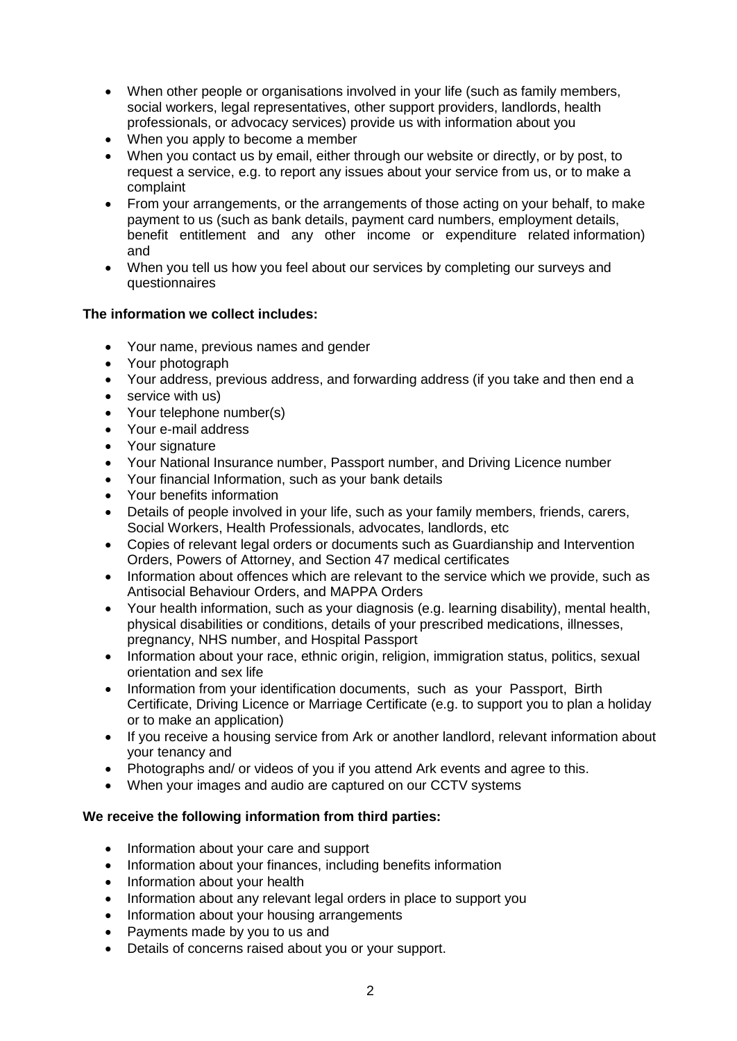- When other people or organisations involved in your life (such as family members, social workers, legal representatives, other support providers, landlords, health professionals, or advocacy services) provide us with information about you
- When you apply to become a member
- When you contact us by email, either through our website or directly, or by post, to request a service, e.g. to report any issues about your service from us, or to make a complaint
- From your arrangements, or the arrangements of those acting on your behalf, to make payment to us (such as bank details, payment card numbers, employment details, benefit entitlement and any other income or expenditure related information) and
- When you tell us how you feel about our services by completing our surveys and questionnaires

**The information we collect includes:**

- Your name, previous names and gender
- Your photograph
- Your address, previous address, and forwarding address (if you take and then end a
- service with us)
- Your telephone number(s)
- Your e-mail address
- Your signature
- Your National Insurance number, Passport number, and Driving Licence number
- Your financial Information, such as your bank details
- Your benefits information
- Details of people involved in your life, such as your family members, friends, carers, Social Workers, Health Professionals, advocates, landlords, etc
- Copies of relevant legal orders or documents such as Guardianship and Intervention Orders, Powers of Attorney, and Section 47 medical certificates
- Information about offences which are relevant to the service which we provide, such as Antisocial Behaviour Orders, and MAPPA Orders
- Your health information, such as your diagnosis (e.g. learning disability), mental health, physical disabilities or conditions, details of your prescribed medications, illnesses, pregnancy, NHS number, and Hospital Passport
- Information about your race, ethnic origin, religion, immigration status, politics, sexual orientation and sex life
- Information from your identification documents, such as your Passport, Birth Certificate, Driving Licence or Marriage Certificate (e.g. to support you to plan a holiday or to make an application)
- If you receive a housing service from Ark or another landlord, relevant information about your tenancy and
- Photographs and/ or videos of you if you attend Ark events and agree to this.
- When your images and audio are captured on our CCTV systems

**We receive the following information from third parties:**

- Information about your care and support
- Information about your finances, including benefits information
- Information about your health
- Information about any relevant legal orders in place to support you
- Information about your housing arrangements
- Payments made by you to us and
- Details of concerns raised about you or your support.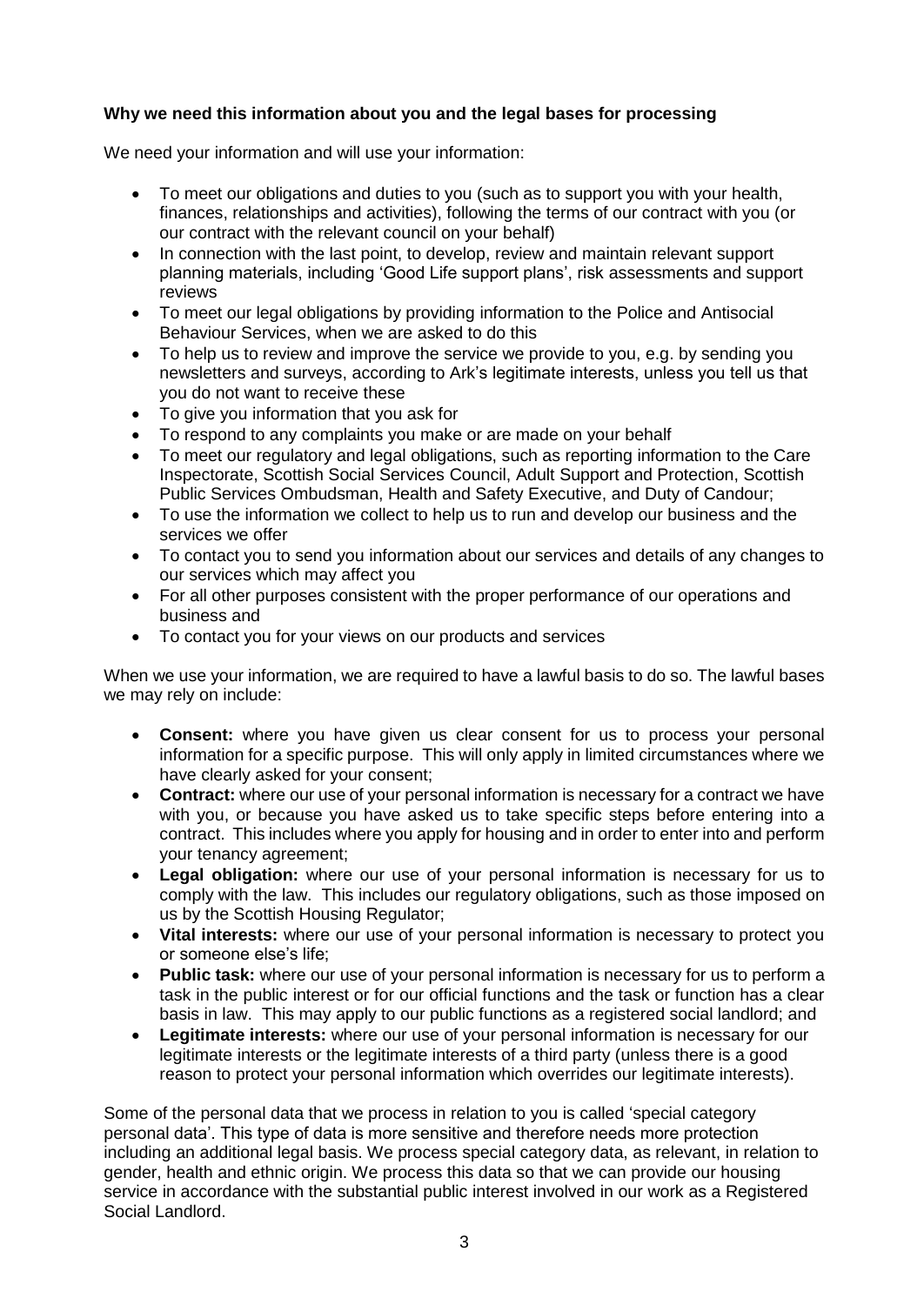**Why we need this information about you and the legal bases for processing**

We need your information and will use your information:

- To meet our obligations and duties to you (such as to support you with your health, finances, relationships and activities), following the terms of our contract with you (or our contract with the relevant council on your behalf)
- In connection with the last point, to develop, review and maintain relevant support planning materials, including 'Good Life support plans', risk assessments and support reviews
- To meet our legal obligations by providing information to the Police and Antisocial Behaviour Services, when we are asked to do this
- To help us to review and improve the service we provide to you, e.g. by sending you newsletters and surveys, according to Ark's legitimate interests, unless you tell us that you do not want to receive these
- To give you information that you ask for
- To respond to any complaints you make or are made on your behalf
- To meet our regulatory and legal obligations, such as reporting information to the Care Inspectorate, Scottish Social Services Council, Adult Support and Protection, Scottish Public Services Ombudsman, Health and Safety Executive, and Duty of Candour;
- To use the information we collect to help us to run and develop our business and the services we offer
- To contact you to send you information about our services and details of any changes to our services which may affect you
- For all other purposes consistent with the proper performance of our operations and business and
- To contact you for your views on our products and services

When we use your information, we are required to have a lawful basis to do so. The lawful bases we may rely on include:

- **Consent:** where you have given us clear consent for us to process your personal information for a specific purpose. This will only apply in limited circumstances where we have clearly asked for your consent;
- **Contract:** where our use of your personal information is necessary for a contract we have with you, or because you have asked us to take specific steps before entering into a contract. This includes where you apply for housing and in order to enter into and perform your tenancy agreement;
- **Legal obligation:** where our use of your personal information is necessary for us to comply with the law. This includes our regulatory obligations, such as those imposed on us by the Scottish Housing Regulator;
- **Vital interests:** where our use of your personal information is necessary to protect you or someone else's life;
- **Public task:** where our use of your personal information is necessary for us to perform a task in the public interest or for our official functions and the task or function has a clear basis in law. This may apply to our public functions as a registered social landlord; and
- **Legitimate interests:** where our use of your personal information is necessary for our legitimate interests or the legitimate interests of a third party (unless there is a good reason to protect your personal information which overrides our legitimate interests).

Some of the personal data that we process in relation to you is called 'special category personal data'. This type of data is more sensitive and therefore needs more protection including an additional legal basis. We process special category data, as relevant, in relation to gender, health and ethnic origin. We process this data so that we can provide our housing service in accordance with the substantial public interest involved in our work as a Registered Social Landlord.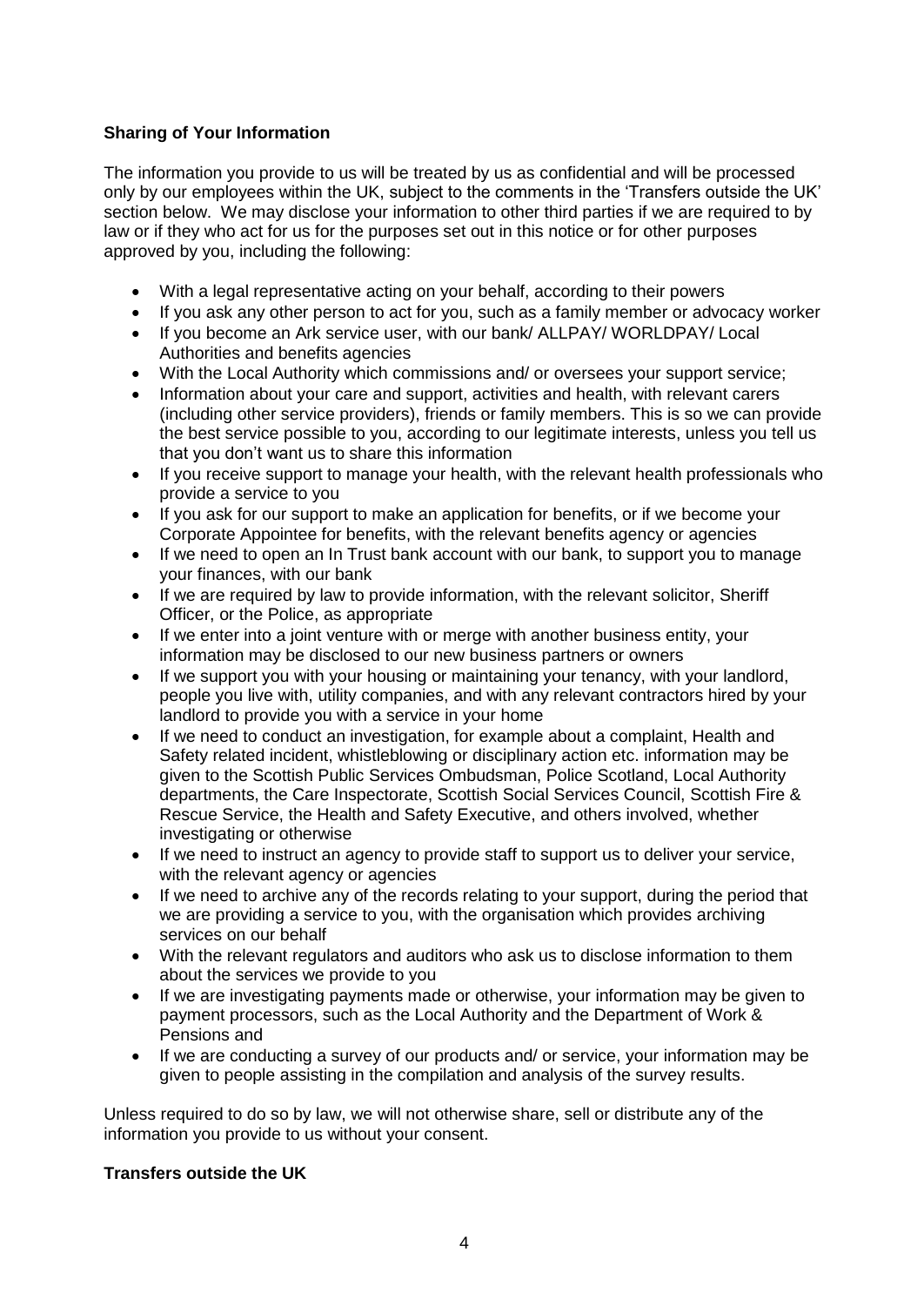**Sharing of Your Information**

The information you provide to us will be treated by us as confidential and will be processed only by our employees within the UK, subject to the comments in the 'Transfers outside the UK' section below. We may disclose your information to other third parties if we are required to by law or if they who act for us for the purposes set out in this notice or for other purposes approved by you, including the following:

- With a legal representative acting on your behalf, according to their powers
- If you ask any other person to act for you, such as a family member or advocacy worker
- If you become an Ark service user, with our bank/ ALLPAY/ WORLDPAY/ Local Authorities and benefits agencies
- With the Local Authority which commissions and/ or oversees your support service;
- Information about your care and support, activities and health, with relevant carers (including other service providers), friends or family members. This is so we can provide the best service possible to you, according to our legitimate interests, unless you tell us that you don't want us to share this information
- If you receive support to manage your health, with the relevant health professionals who provide a service to you
- If you ask for our support to make an application for benefits, or if we become your Corporate Appointee for benefits, with the relevant benefits agency or agencies
- If we need to open an In Trust bank account with our bank, to support you to manage your finances, with our bank
- If we are required by law to provide information, with the relevant solicitor, Sheriff Officer, or the Police, as appropriate
- If we enter into a joint venture with or merge with another business entity, your information may be disclosed to our new business partners or owners
- If we support you with your housing or maintaining your tenancy, with your landlord, people you live with, utility companies, and with any relevant contractors hired by your landlord to provide you with a service in your home
- If we need to conduct an investigation, for example about a complaint, Health and Safety related incident, whistleblowing or disciplinary action etc. information may be given to the Scottish Public Services Ombudsman, Police Scotland, Local Authority departments, the Care Inspectorate, Scottish Social Services Council, Scottish Fire & Rescue Service, the Health and Safety Executive, and others involved, whether investigating or otherwise
- If we need to instruct an agency to provide staff to support us to deliver your service, with the relevant agency or agencies
- If we need to archive any of the records relating to your support, during the period that we are providing a service to you, with the organisation which provides archiving services on our behalf
- With the relevant regulators and auditors who ask us to disclose information to them about the services we provide to you
- If we are investigating payments made or otherwise, your information may be given to payment processors, such as the Local Authority and the Department of Work & Pensions and
- If we are conducting a survey of our products and/ or service, your information may be given to people assisting in the compilation and analysis of the survey results.

Unless required to do so by law, we will not otherwise share, sell or distribute any of the information you provide to us without your consent.

**Transfers outside the UK**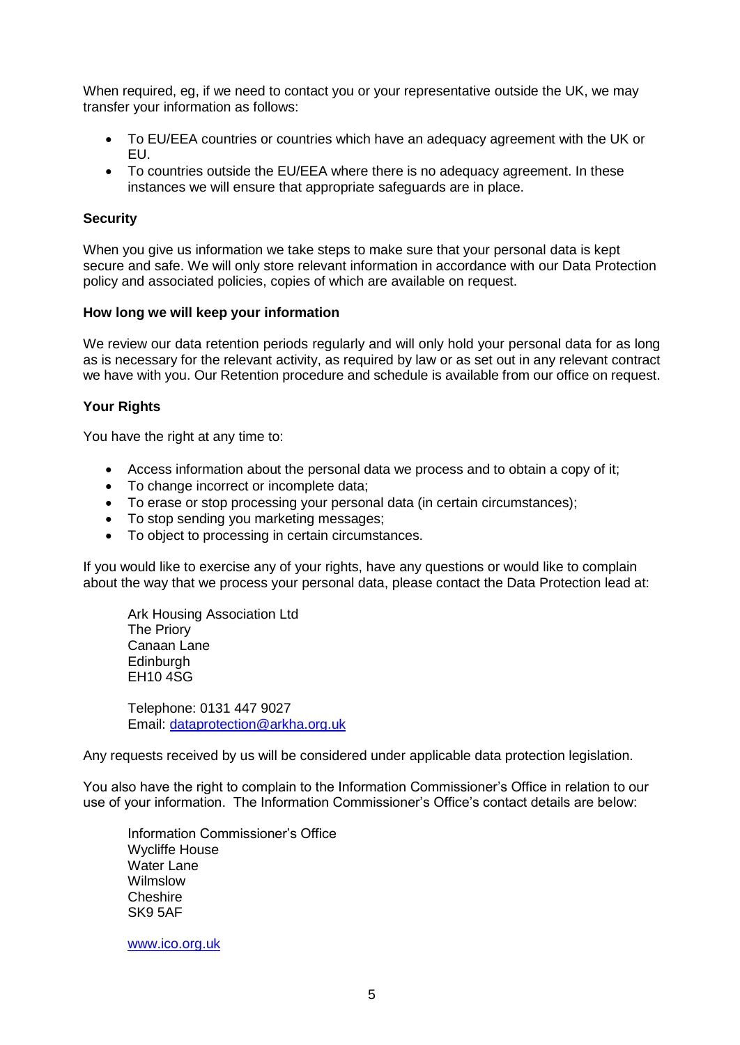When required, eg, if we need to contact you or your representative outside the UK, we may transfer your information as follows:

- To EU/EEA countries or countries which have an adequacy agreement with the UK or EU.
- To countries outside the EU/EEA where there is no adequacy agreement. In these instances we will ensure that appropriate safeguards are in place.

**Security**

When you give us information we take steps to make sure that your personal data is kept secure and safe. We will only store relevant information in accordance with our Data Protection policy and associated policies, copies of which are available on request.

**How long we will keep your information**

We review our data retention periods regularly and will only hold your personal data for as long as is necessary for the relevant activity, as required by law or as set out in any relevant contract we have with you. Our Retention procedure and schedule is available from our office on request.

**Your Rights**

You have the right at any time to:

- Access information about the personal data we process and to obtain a copy of it;
- To change incorrect or incomplete data;
- To erase or stop processing your personal data (in certain circumstances);
- To stop sending you marketing messages;
- To object to processing in certain circumstances.

If you would like to exercise any of your rights, have any questions or would like to complain about the way that we process your personal data, please contact the Data Protection lead at:

Ark Housing Association Ltd
The Priory
Canaan Lane
Edinburgh
EH10 4SG

Telephone: 0131 447 9027
Email: dataprotection@arkha.org.uk

Any requests received by us will be considered under applicable data protection legislation.

You also have the right to complain to the Information Commissioner's Office in relation to our use of your information. The Information Commissioner's Office's contact details are below:

Information Commissioner's Office
Wycliffe House
Water Lane
Wilmslow
Cheshire
SK9 5AF

www.ico.org.uk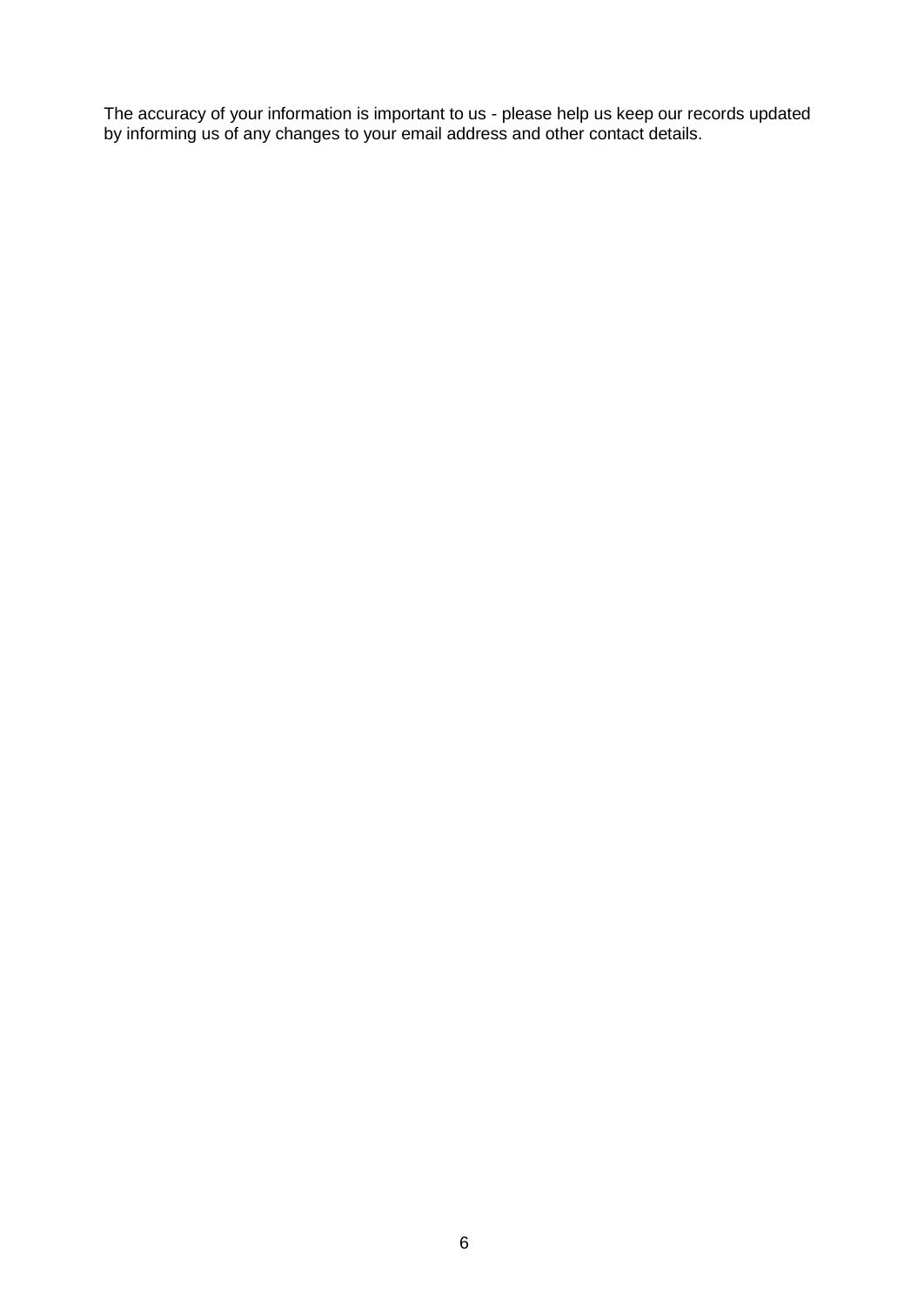The accuracy of your information is important to us - please help us keep our records updated by informing us of any changes to your email address and other contact details.